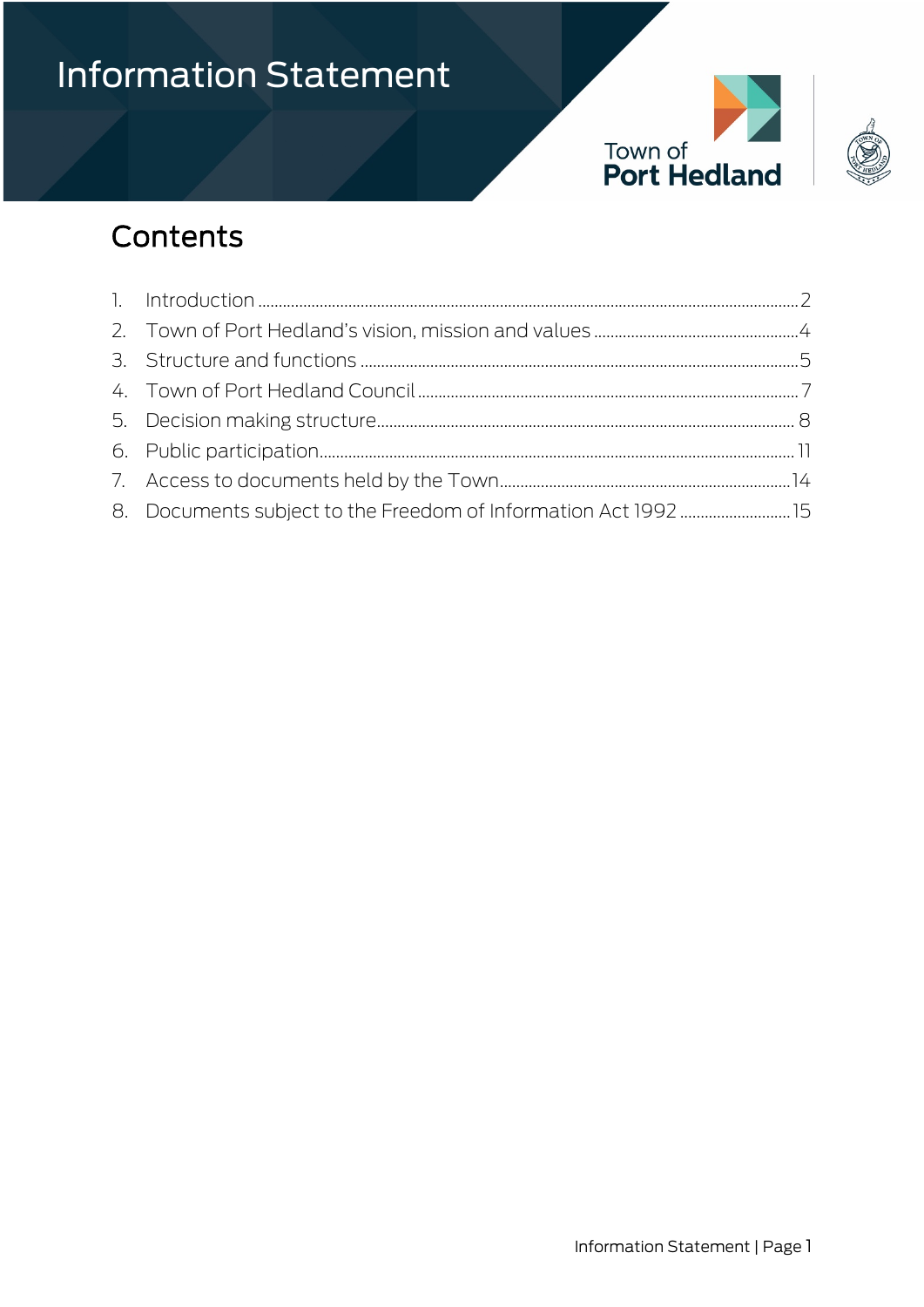# Information Statement

Town of
**Port Hedland**

## Contents

1. Introduction .......... 2
2. Town of Port Hedland's vision, mission and values .......... 4
3. Structure and functions .......... 5
4. Town of Port Hedland Council .......... 7
5. Decision making structure .......... 8
6. Public participation .......... 11
7. Access to documents held by the Town .......... 14
8. Documents subject to the Freedom of Information Act 1992 .......... 15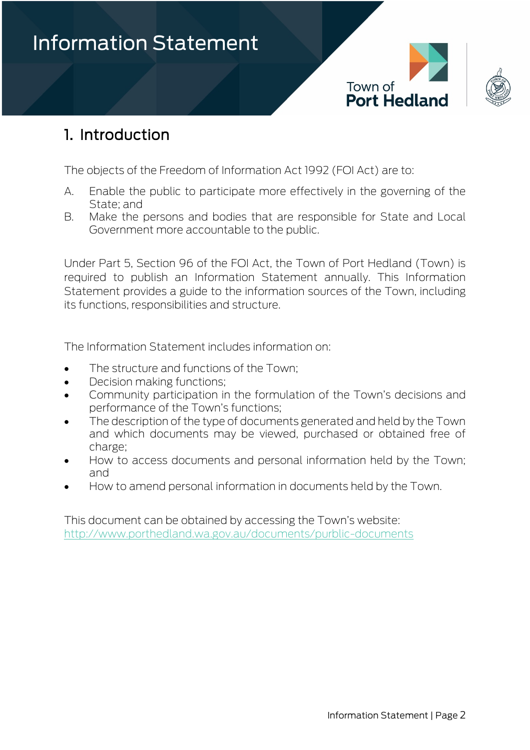# Information Statement

## 1. Introduction

The objects of the Freedom of Information Act 1992 (FOI Act) are to:

A. Enable the public to participate more effectively in the governing of the State; and
B. Make the persons and bodies that are responsible for State and Local Government more accountable to the public.

Under Part 5, Section 96 of the FOI Act, the Town of Port Hedland (Town) is required to publish an Information Statement annually. This Information Statement provides a guide to the information sources of the Town, including its functions, responsibilities and structure.

The Information Statement includes information on:

- The structure and functions of the Town;
- Decision making functions;
- Community participation in the formulation of the Town's decisions and performance of the Town's functions;
- The description of the type of documents generated and held by the Town and which documents may be viewed, purchased or obtained free of charge;
- How to access documents and personal information held by the Town; and
- How to amend personal information in documents held by the Town.

This document can be obtained by accessing the Town's website:
http://www.porthedland.wa.gov.au/documents/purblic-documents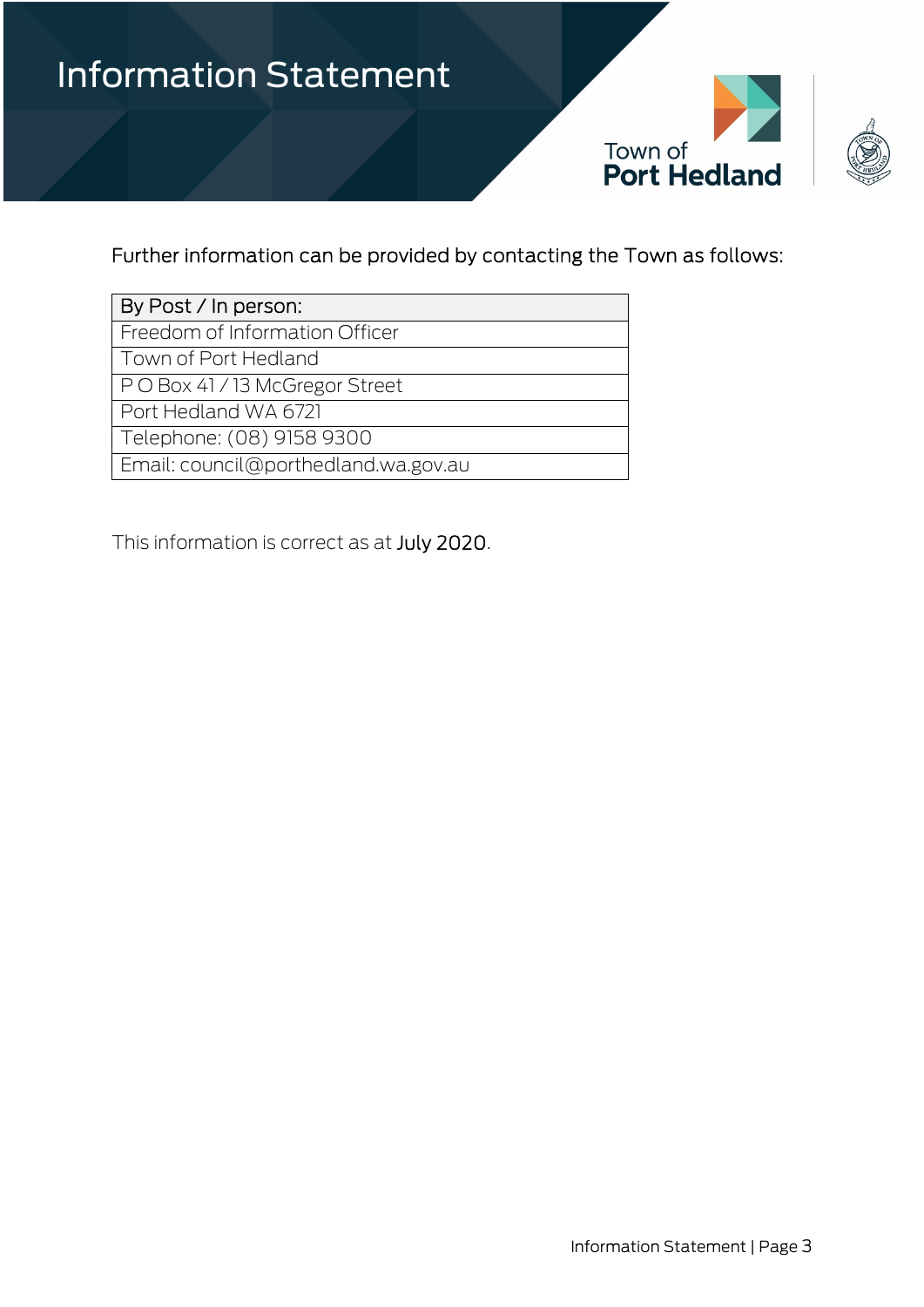Further information can be provided by contacting the Town as follows:

| By Post / In person: |
| --- |
| Freedom of Information Officer |
| Town of Port Hedland |
| P O Box 41 / 13 McGregor Street |
| Port Hedland WA 6721 |
| Telephone: (08) 9158 9300 |
| Email: council@porthedland.wa.gov.au |

This information is correct as at July 2020.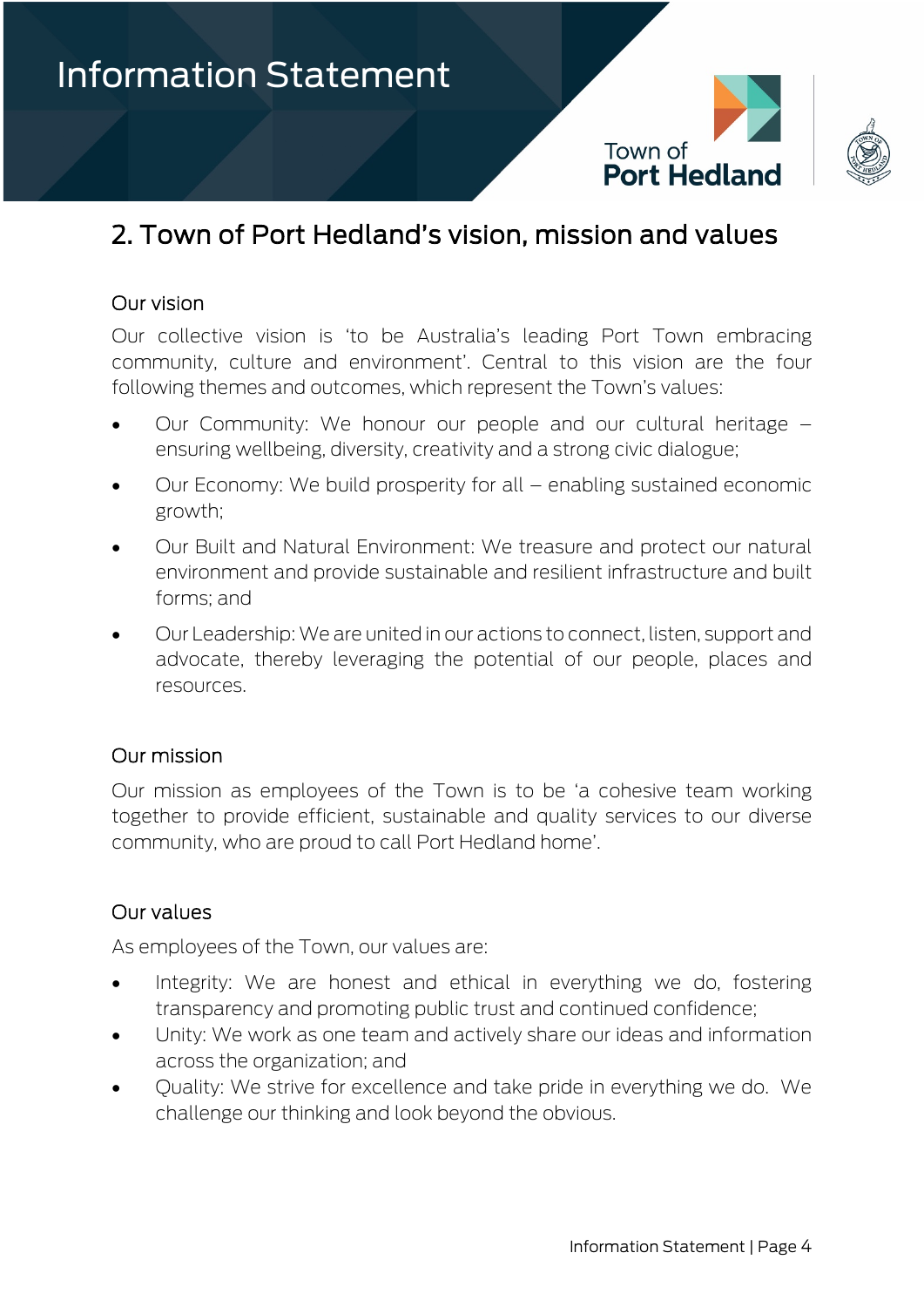## 2. Town of Port Hedland's vision, mission and values

### Our vision

Our collective vision is 'to be Australia's leading Port Town embracing community, culture and environment'. Central to this vision are the four following themes and outcomes, which represent the Town's values:

- Our Community: We honour our people and our cultural heritage – ensuring wellbeing, diversity, creativity and a strong civic dialogue;
- Our Economy: We build prosperity for all – enabling sustained economic growth;
- Our Built and Natural Environment: We treasure and protect our natural environment and provide sustainable and resilient infrastructure and built forms; and
- Our Leadership: We are united in our actions to connect, listen, support and advocate, thereby leveraging the potential of our people, places and resources.

### Our mission

Our mission as employees of the Town is to be 'a cohesive team working together to provide efficient, sustainable and quality services to our diverse community, who are proud to call Port Hedland home'.

### Our values

As employees of the Town, our values are:

- Integrity: We are honest and ethical in everything we do, fostering transparency and promoting public trust and continued confidence;
- Unity: We work as one team and actively share our ideas and information across the organization; and
- Quality: We strive for excellence and take pride in everything we do. We challenge our thinking and look beyond the obvious.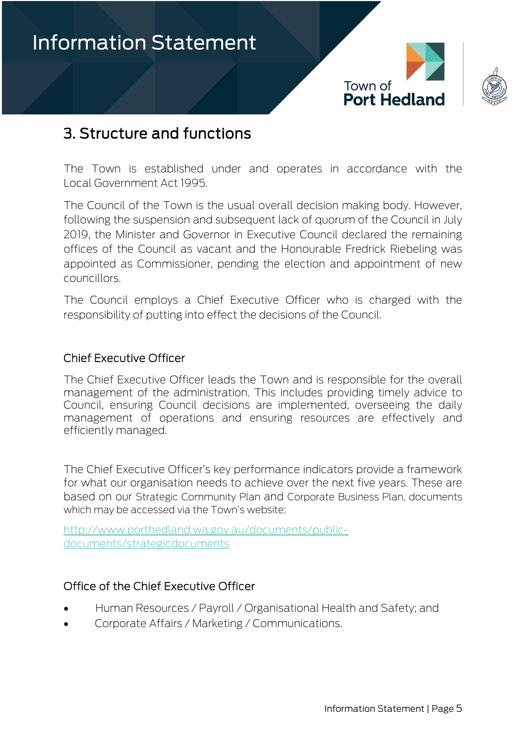## 3. Structure and functions

The Town is established under and operates in accordance with the Local Government Act 1995.

The Council of the Town is the usual overall decision making body. However, following the suspension and subsequent lack of quorum of the Council in July 2019, the Minister and Governor in Executive Council declared the remaining offices of the Council as vacant and the Honourable Fredrick Riebeling was appointed as Commissioner, pending the election and appointment of new councillors.

The Council employs a Chief Executive Officer who is charged with the responsibility of putting into effect the decisions of the Council.

### Chief Executive Officer

The Chief Executive Officer leads the Town and is responsible for the overall management of the administration. This includes providing timely advice to Council, ensuring Council decisions are implemented, overseeing the daily management of operations and ensuring resources are effectively and efficiently managed.

The Chief Executive Officer's key performance indicators provide a framework for what our organisation needs to achieve over the next five years. These are based on our Strategic Community Plan and Corporate Business Plan, documents which may be accessed via the Town's website:

[http://www.porthedland.wa.gov.au/documents/public-documents/strategicdocuments](http://www.porthedland.wa.gov.au/documents/public-documents/strategicdocuments)

### Office of the Chief Executive Officer

- Human Resources / Payroll / Organisational Health and Safety; and
- Corporate Affairs / Marketing / Communications.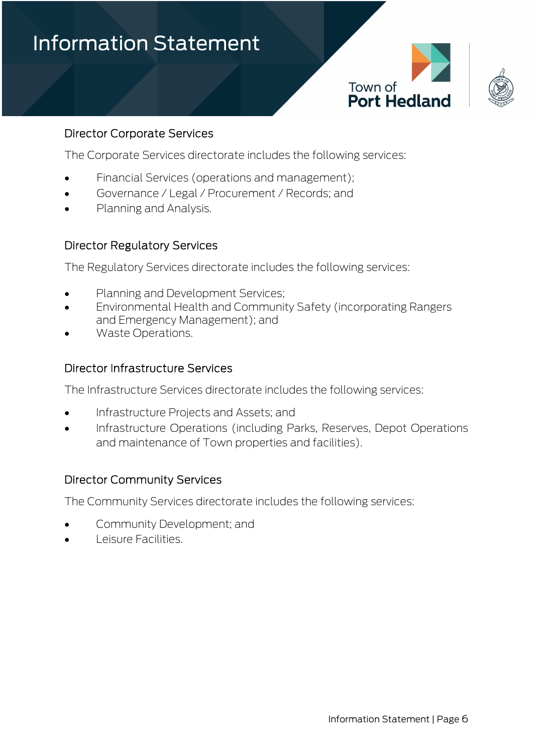### Director Corporate Services

The Corporate Services directorate includes the following services:

- Financial Services (operations and management);
- Governance / Legal / Procurement / Records; and
- Planning and Analysis.

### Director Regulatory Services

The Regulatory Services directorate includes the following services:

- Planning and Development Services;
- Environmental Health and Community Safety (incorporating Rangers and Emergency Management); and
- Waste Operations.

### Director Infrastructure Services

The Infrastructure Services directorate includes the following services:

- Infrastructure Projects and Assets; and
- Infrastructure Operations (including Parks, Reserves, Depot Operations and maintenance of Town properties and facilities).

### Director Community Services

The Community Services directorate includes the following services:

- Community Development; and
- Leisure Facilities.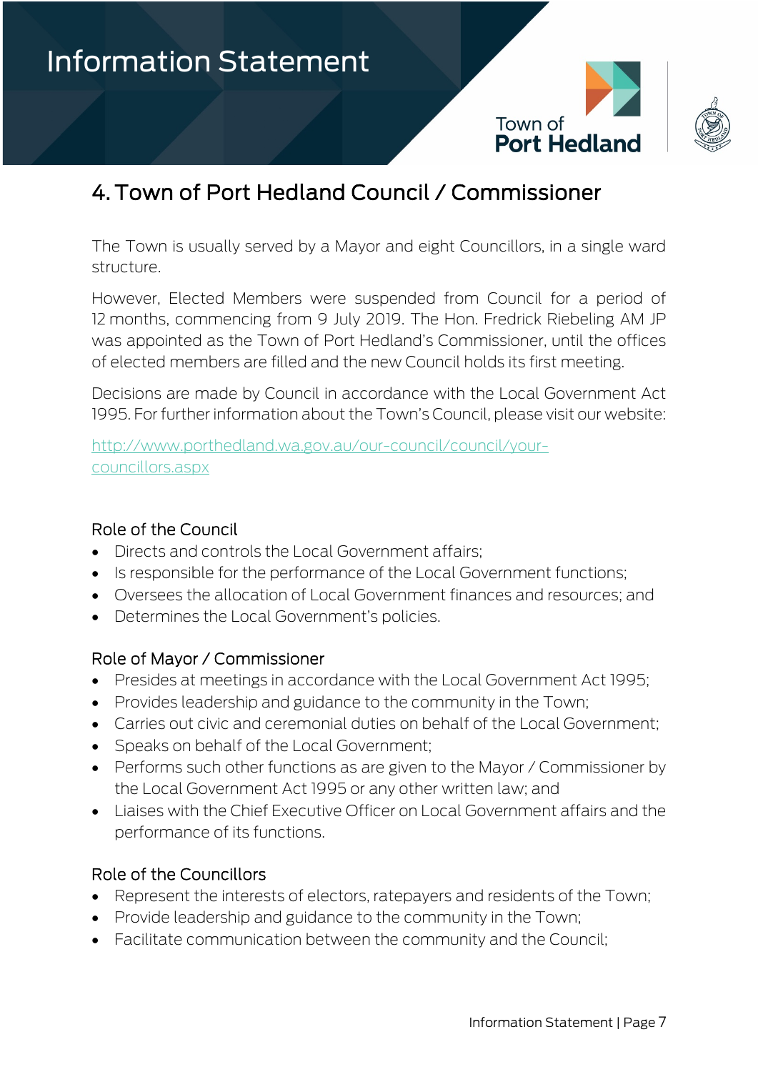## 4. Town of Port Hedland Council / Commissioner

The Town is usually served by a Mayor and eight Councillors, in a single ward structure.

However, Elected Members were suspended from Council for a period of 12 months, commencing from 9 July 2019. The Hon. Fredrick Riebeling AM JP was appointed as the Town of Port Hedland's Commissioner, until the offices of elected members are filled and the new Council holds its first meeting.

Decisions are made by Council in accordance with the Local Government Act 1995. For further information about the Town's Council, please visit our website:

[http://www.porthedland.wa.gov.au/our-council/council/your-councillors.aspx](http://www.porthedland.wa.gov.au/our-council/council/your-councillors.aspx)

### Role of the Council

- Directs and controls the Local Government affairs;
- Is responsible for the performance of the Local Government functions;
- Oversees the allocation of Local Government finances and resources; and
- Determines the Local Government's policies.

### Role of Mayor / Commissioner

- Presides at meetings in accordance with the Local Government Act 1995;
- Provides leadership and guidance to the community in the Town;
- Carries out civic and ceremonial duties on behalf of the Local Government;
- Speaks on behalf of the Local Government;
- Performs such other functions as are given to the Mayor / Commissioner by the Local Government Act 1995 or any other written law; and
- Liaises with the Chief Executive Officer on Local Government affairs and the performance of its functions.

### Role of the Councillors

- Represent the interests of electors, ratepayers and residents of the Town;
- Provide leadership and guidance to the community in the Town;
- Facilitate communication between the community and the Council;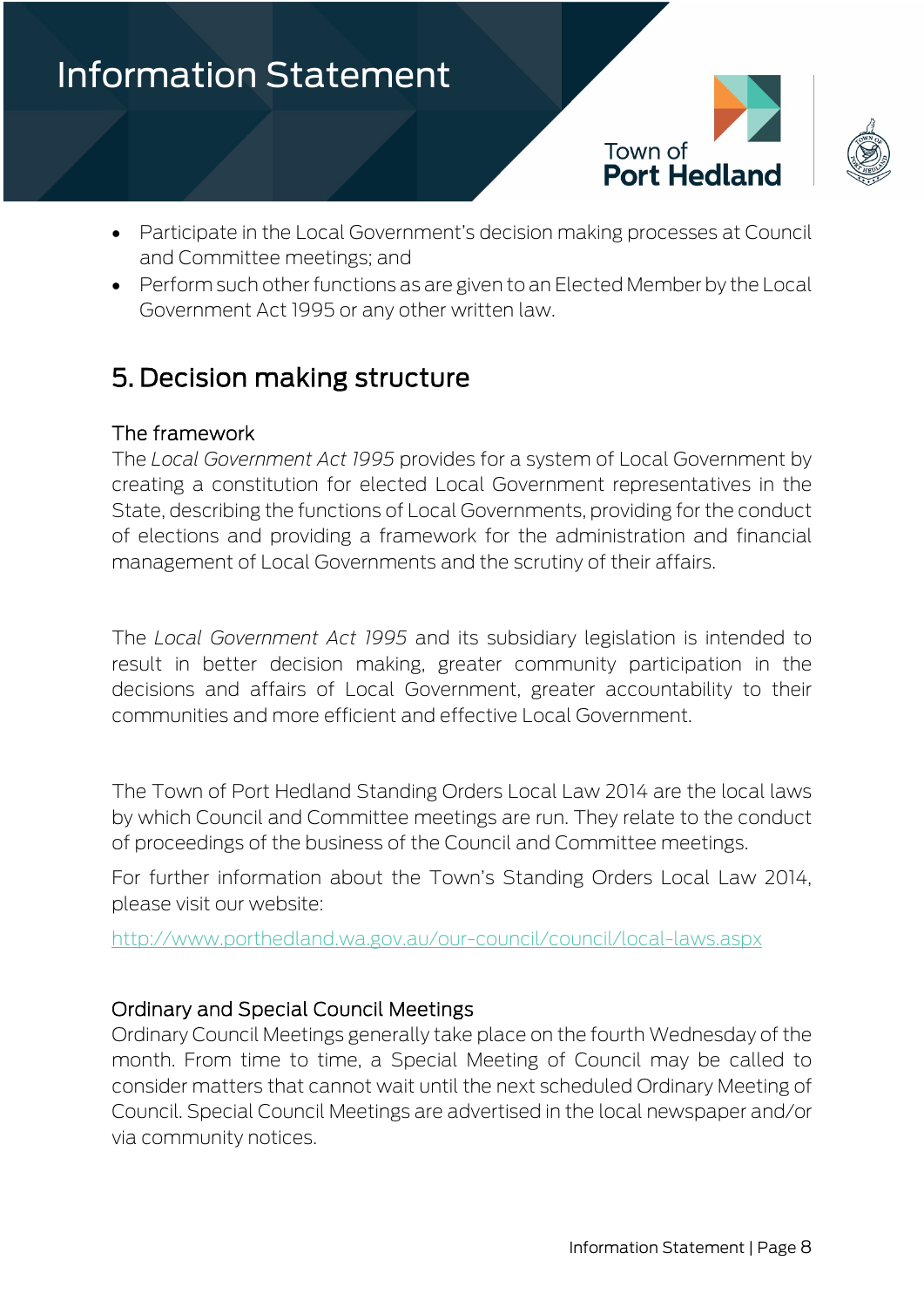- Participate in the Local Government's decision making processes at Council and Committee meetings; and
- Perform such other functions as are given to an Elected Member by the Local Government Act 1995 or any other written law.

## 5. Decision making structure

### The framework

The *Local Government Act 1995* provides for a system of Local Government by creating a constitution for elected Local Government representatives in the State, describing the functions of Local Governments, providing for the conduct of elections and providing a framework for the administration and financial management of Local Governments and the scrutiny of their affairs.

The *Local Government Act 1995* and its subsidiary legislation is intended to result in better decision making, greater community participation in the decisions and affairs of Local Government, greater accountability to their communities and more efficient and effective Local Government.

The Town of Port Hedland Standing Orders Local Law 2014 are the local laws by which Council and Committee meetings are run. They relate to the conduct of proceedings of the business of the Council and Committee meetings.

For further information about the Town's Standing Orders Local Law 2014, please visit our website:

http://www.porthedland.wa.gov.au/our-council/council/local-laws.aspx

### Ordinary and Special Council Meetings

Ordinary Council Meetings generally take place on the fourth Wednesday of the month. From time to time, a Special Meeting of Council may be called to consider matters that cannot wait until the next scheduled Ordinary Meeting of Council. Special Council Meetings are advertised in the local newspaper and/or via community notices.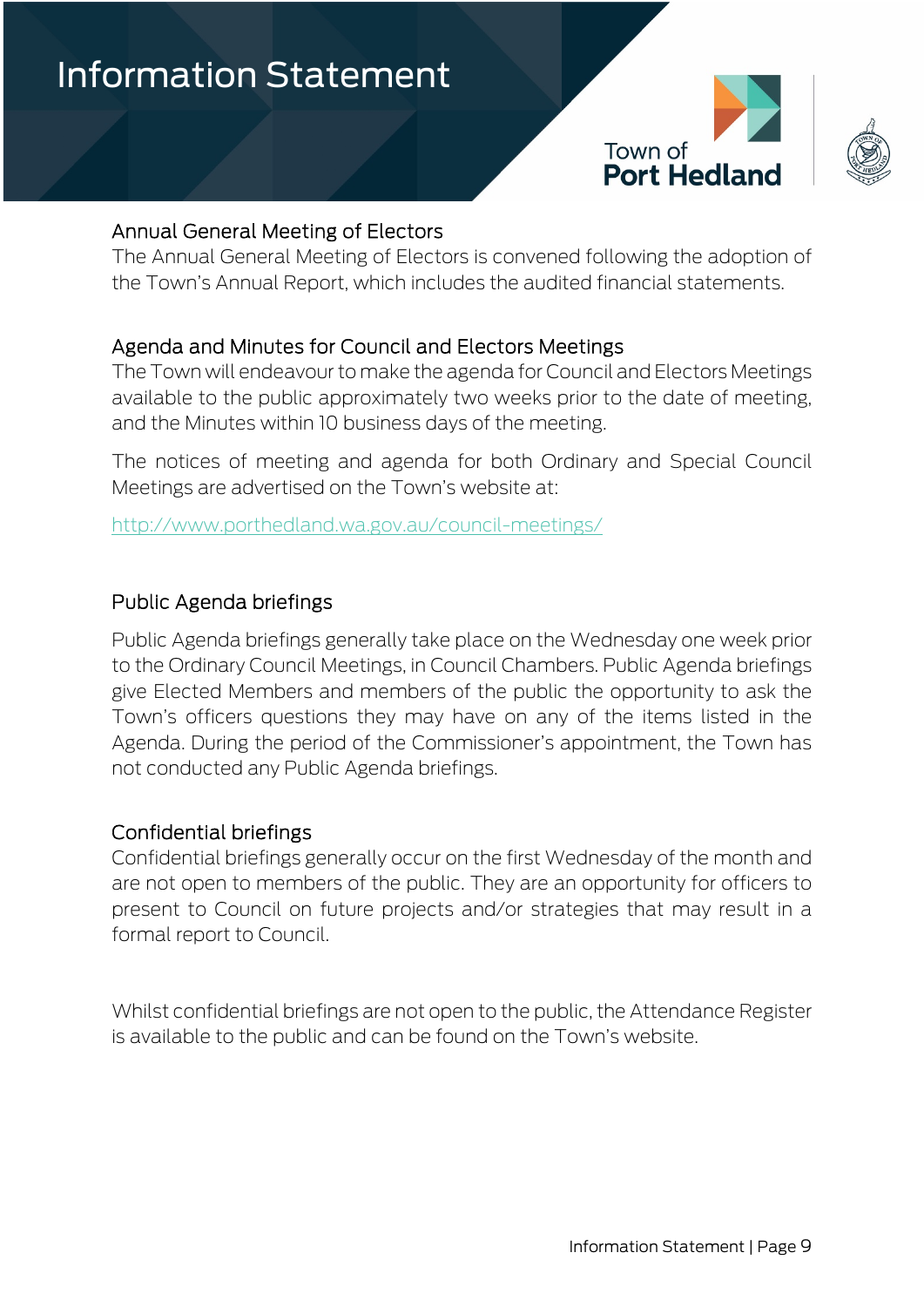## Annual General Meeting of Electors

The Annual General Meeting of Electors is convened following the adoption of the Town's Annual Report, which includes the audited financial statements.

## Agenda and Minutes for Council and Electors Meetings

The Town will endeavour to make the agenda for Council and Electors Meetings available to the public approximately two weeks prior to the date of meeting, and the Minutes within 10 business days of the meeting.

The notices of meeting and agenda for both Ordinary and Special Council Meetings are advertised on the Town's website at:

http://www.porthedland.wa.gov.au/council-meetings/

## Public Agenda briefings

Public Agenda briefings generally take place on the Wednesday one week prior to the Ordinary Council Meetings, in Council Chambers. Public Agenda briefings give Elected Members and members of the public the opportunity to ask the Town's officers questions they may have on any of the items listed in the Agenda. During the period of the Commissioner's appointment, the Town has not conducted any Public Agenda briefings.

## Confidential briefings

Confidential briefings generally occur on the first Wednesday of the month and are not open to members of the public. They are an opportunity for officers to present to Council on future projects and/or strategies that may result in a formal report to Council.

Whilst confidential briefings are not open to the public, the Attendance Register is available to the public and can be found on the Town's website.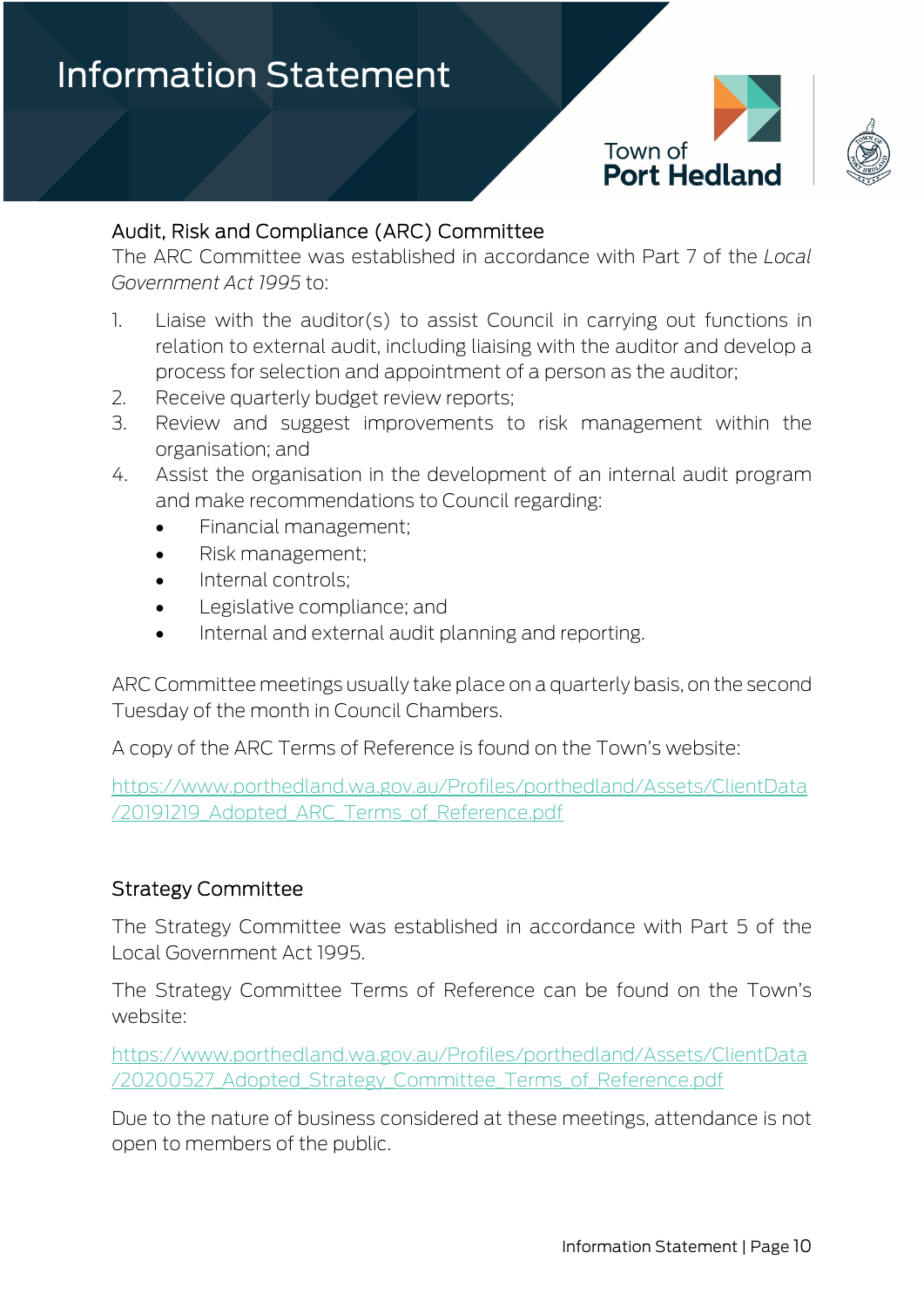## Audit, Risk and Compliance (ARC) Committee

The ARC Committee was established in accordance with Part 7 of the *Local Government Act 1995* to:

1. Liaise with the auditor(s) to assist Council in carrying out functions in relation to external audit, including liaising with the auditor and develop a process for selection and appointment of a person as the auditor;
2. Receive quarterly budget review reports;
3. Review and suggest improvements to risk management within the organisation; and
4. Assist the organisation in the development of an internal audit program and make recommendations to Council regarding:
   - Financial management;
   - Risk management;
   - Internal controls;
   - Legislative compliance; and
   - Internal and external audit planning and reporting.

ARC Committee meetings usually take place on a quarterly basis, on the second Tuesday of the month in Council Chambers.

A copy of the ARC Terms of Reference is found on the Town's website:

https://www.porthedland.wa.gov.au/Profiles/porthedland/Assets/ClientData/20191219_Adopted_ARC_Terms_of_Reference.pdf

## Strategy Committee

The Strategy Committee was established in accordance with Part 5 of the Local Government Act 1995.

The Strategy Committee Terms of Reference can be found on the Town's website:

https://www.porthedland.wa.gov.au/Profiles/porthedland/Assets/ClientData/20200527_Adopted_Strategy_Committee_Terms_of_Reference.pdf

Due to the nature of business considered at these meetings, attendance is not open to members of the public.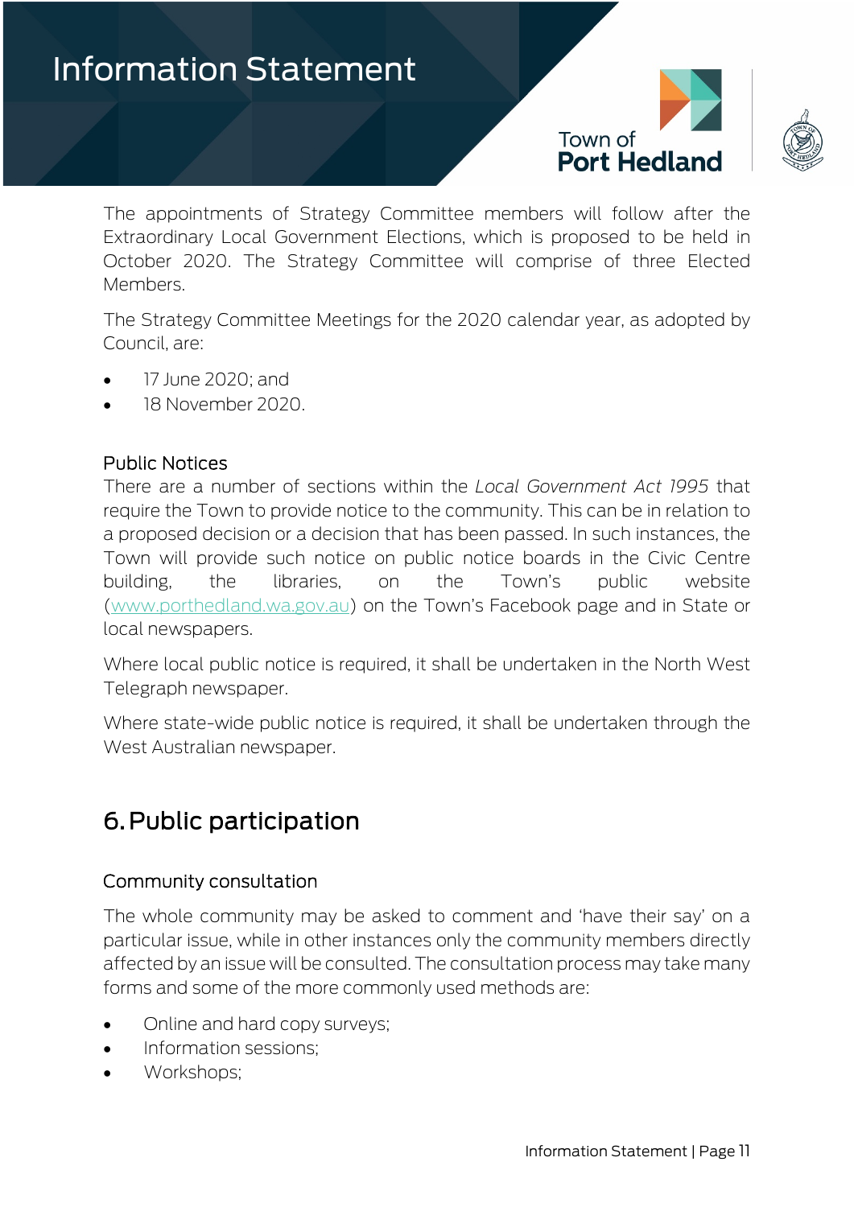The appointments of Strategy Committee members will follow after the Extraordinary Local Government Elections, which is proposed to be held in October 2020. The Strategy Committee will comprise of three Elected Members.

The Strategy Committee Meetings for the 2020 calendar year, as adopted by Council, are:

- 17 June 2020; and
- 18 November 2020.

### Public Notices

There are a number of sections within the *Local Government Act 1995* that require the Town to provide notice to the community. This can be in relation to a proposed decision or a decision that has been passed. In such instances, the Town will provide such notice on public notice boards in the Civic Centre building, the libraries, on the Town's public website (www.porthedland.wa.gov.au) on the Town's Facebook page and in State or local newspapers.

Where local public notice is required, it shall be undertaken in the North West Telegraph newspaper.

Where state-wide public notice is required, it shall be undertaken through the West Australian newspaper.

## 6. Public participation

### Community consultation

The whole community may be asked to comment and 'have their say' on a particular issue, while in other instances only the community members directly affected by an issue will be consulted. The consultation process may take many forms and some of the more commonly used methods are:

- Online and hard copy surveys;
- Information sessions;
- Workshops;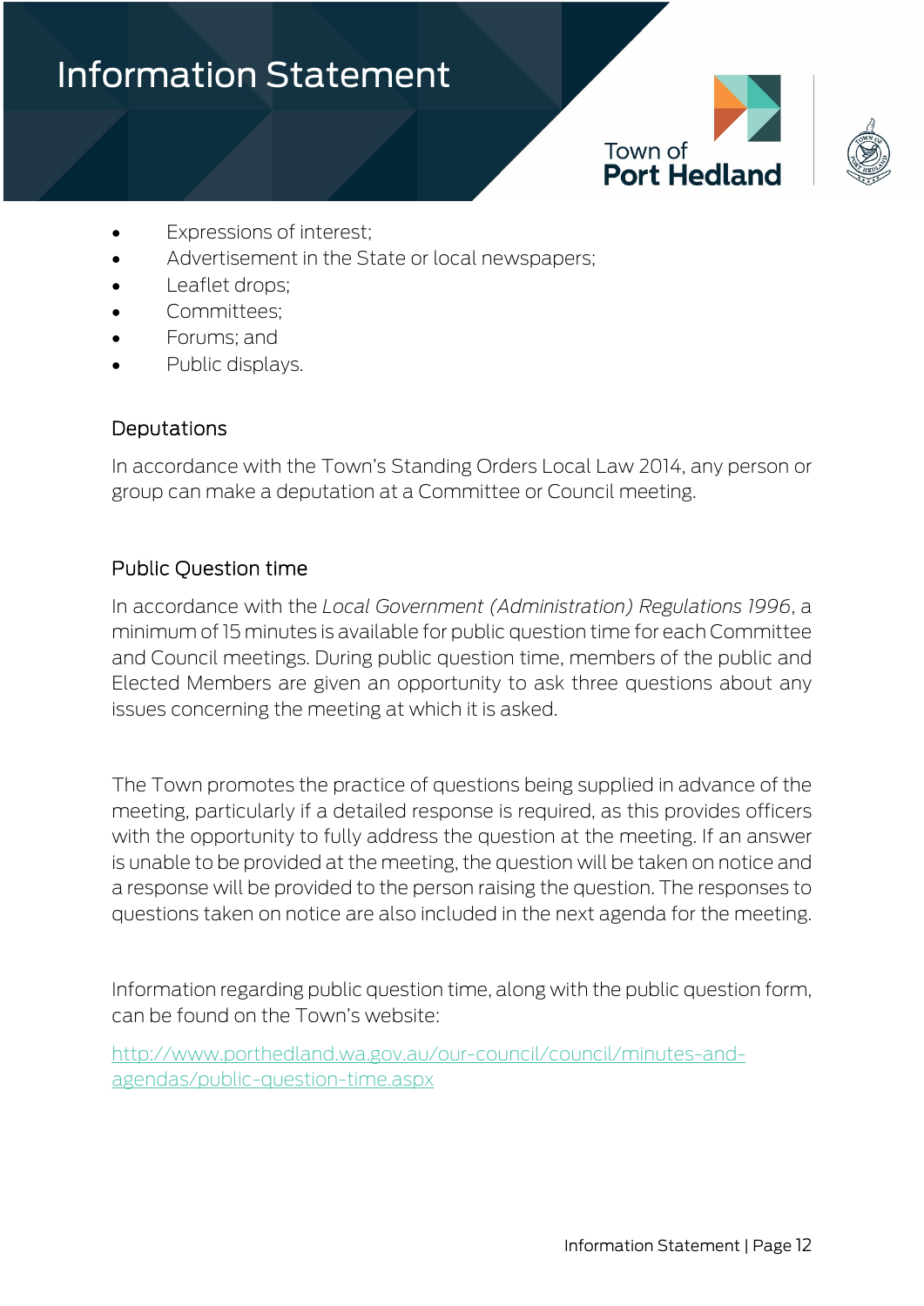- Expressions of interest;
- Advertisement in the State or local newspapers;
- Leaflet drops;
- Committees;
- Forums; and
- Public displays.

## Deputations

In accordance with the Town's Standing Orders Local Law 2014, any person or group can make a deputation at a Committee or Council meeting.

## Public Question time

In accordance with the *Local Government (Administration) Regulations 1996*, a minimum of 15 minutes is available for public question time for each Committee and Council meetings. During public question time, members of the public and Elected Members are given an opportunity to ask three questions about any issues concerning the meeting at which it is asked.

The Town promotes the practice of questions being supplied in advance of the meeting, particularly if a detailed response is required, as this provides officers with the opportunity to fully address the question at the meeting. If an answer is unable to be provided at the meeting, the question will be taken on notice and a response will be provided to the person raising the question. The responses to questions taken on notice are also included in the next agenda for the meeting.

Information regarding public question time, along with the public question form, can be found on the Town's website:

[http://www.porthedland.wa.gov.au/our-council/council/minutes-and-agendas/public-question-time.aspx](http://www.porthedland.wa.gov.au/our-council/council/minutes-and-agendas/public-question-time.aspx)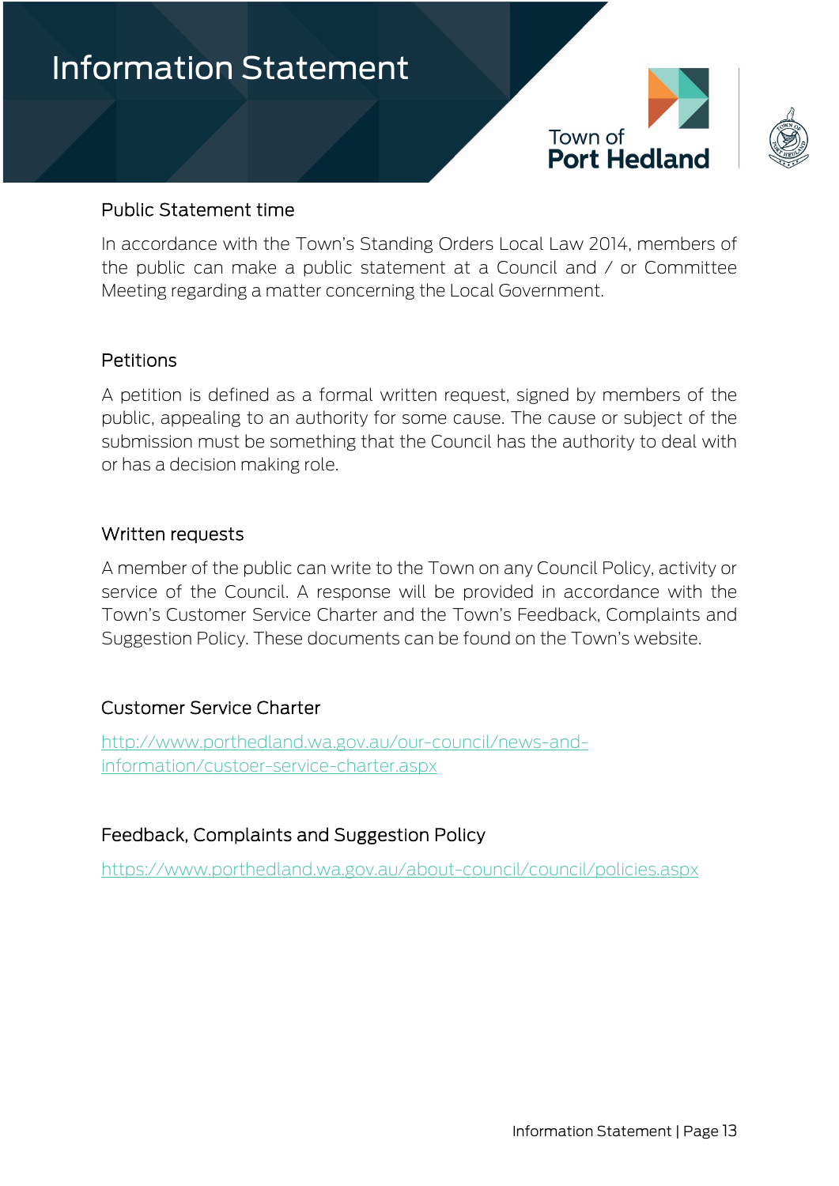## Public Statement time

In accordance with the Town's Standing Orders Local Law 2014, members of the public can make a public statement at a Council and / or Committee Meeting regarding a matter concerning the Local Government.

## Petitions

A petition is defined as a formal written request, signed by members of the public, appealing to an authority for some cause. The cause or subject of the submission must be something that the Council has the authority to deal with or has a decision making role.

## Written requests

A member of the public can write to the Town on any Council Policy, activity or service of the Council. A response will be provided in accordance with the Town's Customer Service Charter and the Town's Feedback, Complaints and Suggestion Policy. These documents can be found on the Town's website.

## Customer Service Charter

http://www.porthedland.wa.gov.au/our-council/news-and-information/custoer-service-charter.aspx

## Feedback, Complaints and Suggestion Policy

https://www.porthedland.wa.gov.au/about-council/council/policies.aspx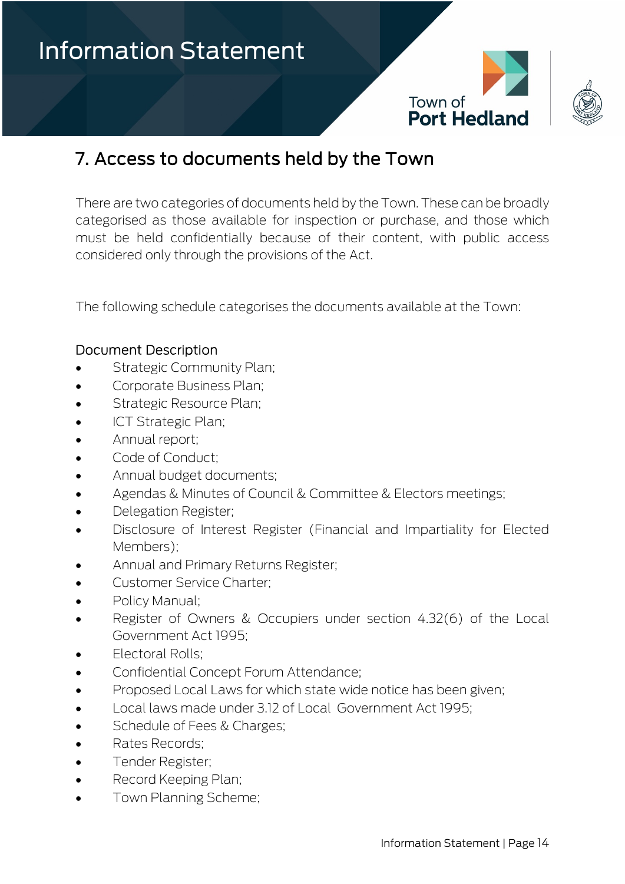## 7. Access to documents held by the Town

There are two categories of documents held by the Town. These can be broadly categorised as those available for inspection or purchase, and those which must be held confidentially because of their content, with public access considered only through the provisions of the Act.

The following schedule categorises the documents available at the Town:

### Document Description

- Strategic Community Plan;
- Corporate Business Plan;
- Strategic Resource Plan;
- ICT Strategic Plan;
- Annual report;
- Code of Conduct;
- Annual budget documents;
- Agendas & Minutes of Council & Committee & Electors meetings;
- Delegation Register;
- Disclosure of Interest Register (Financial and Impartiality for Elected Members);
- Annual and Primary Returns Register;
- Customer Service Charter;
- Policy Manual;
- Register of Owners & Occupiers under section 4.32(6) of the Local Government Act 1995;
- Electoral Rolls;
- Confidential Concept Forum Attendance;
- Proposed Local Laws for which state wide notice has been given;
- Local laws made under 3.12 of Local Government Act 1995;
- Schedule of Fees & Charges;
- Rates Records;
- Tender Register;
- Record Keeping Plan;
- Town Planning Scheme;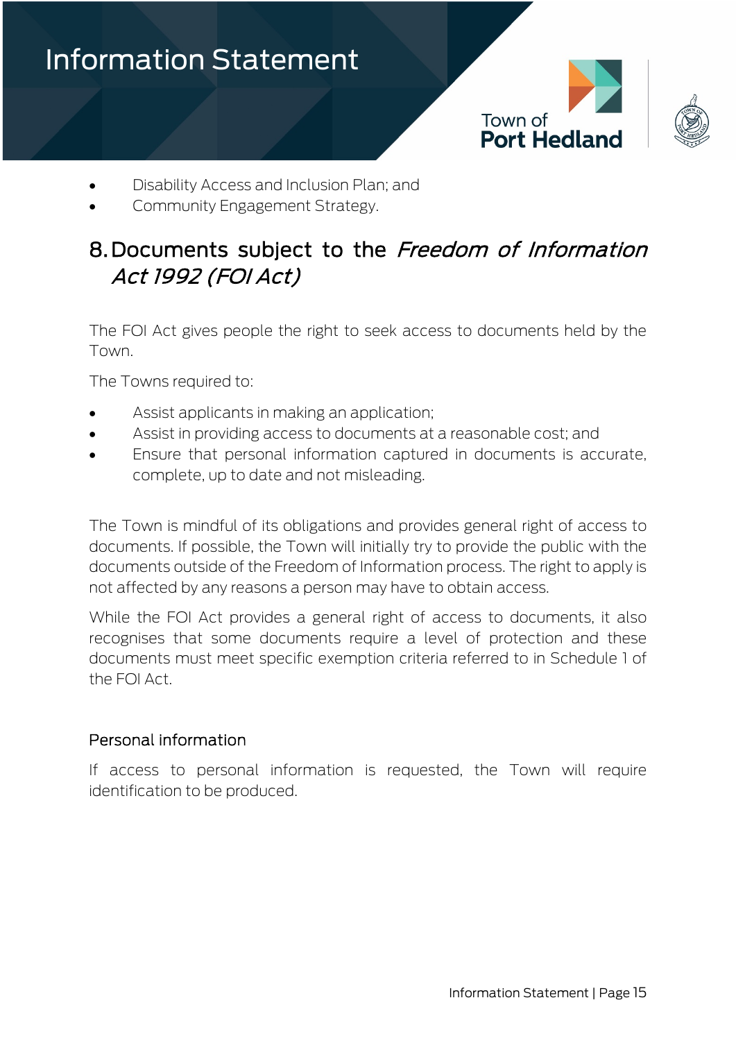- Disability Access and Inclusion Plan; and
- Community Engagement Strategy.

## 8. Documents subject to the *Freedom of Information Act 1992 (FOI Act)*

The FOI Act gives people the right to seek access to documents held by the Town.

The Towns required to:

- Assist applicants in making an application;
- Assist in providing access to documents at a reasonable cost; and
- Ensure that personal information captured in documents is accurate, complete, up to date and not misleading.

The Town is mindful of its obligations and provides general right of access to documents. If possible, the Town will initially try to provide the public with the documents outside of the Freedom of Information process. The right to apply is not affected by any reasons a person may have to obtain access.

While the FOI Act provides a general right of access to documents, it also recognises that some documents require a level of protection and these documents must meet specific exemption criteria referred to in Schedule 1 of the FOI Act.

### Personal information

If access to personal information is requested, the Town will require identification to be produced.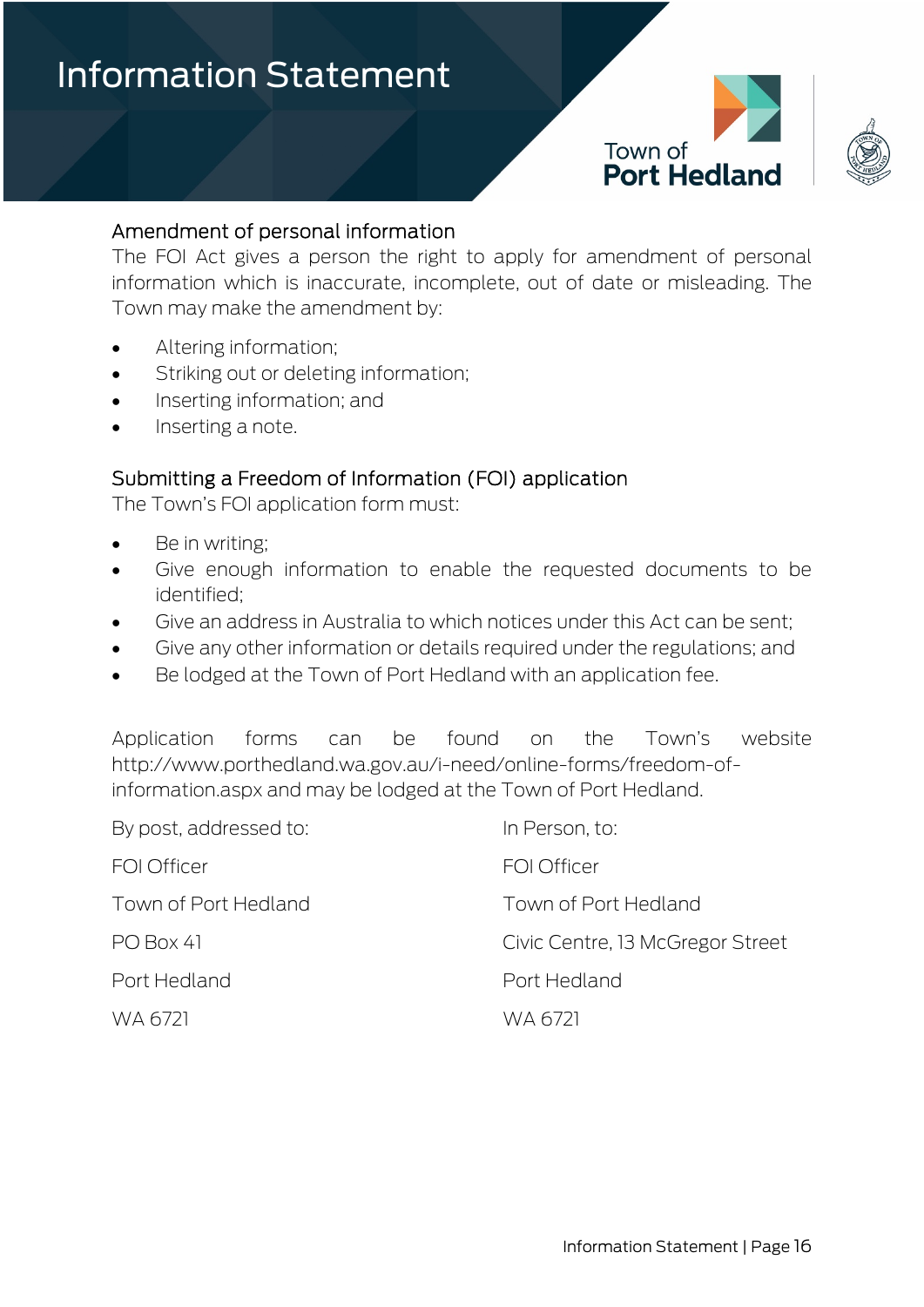## Amendment of personal information

The FOI Act gives a person the right to apply for amendment of personal information which is inaccurate, incomplete, out of date or misleading. The Town may make the amendment by:

- Altering information;
- Striking out or deleting information;
- Inserting information; and
- Inserting a note.

## Submitting a Freedom of Information (FOI) application

The Town's FOI application form must:

- Be in writing;
- Give enough information to enable the requested documents to be identified;
- Give an address in Australia to which notices under this Act can be sent;
- Give any other information or details required under the regulations; and
- Be lodged at the Town of Port Hedland with an application fee.

Application forms can be found on the Town's website http://www.porthedland.wa.gov.au/i-need/online-forms/freedom-of-information.aspx and may be lodged at the Town of Port Hedland.

| By post, addressed to: | In Person, to: |
|---|---|
| FOI Officer | FOI Officer |
| Town of Port Hedland | Town of Port Hedland |
| PO Box 41 | Civic Centre, 13 McGregor Street |
| Port Hedland | Port Hedland |
| WA 6721 | WA 6721 |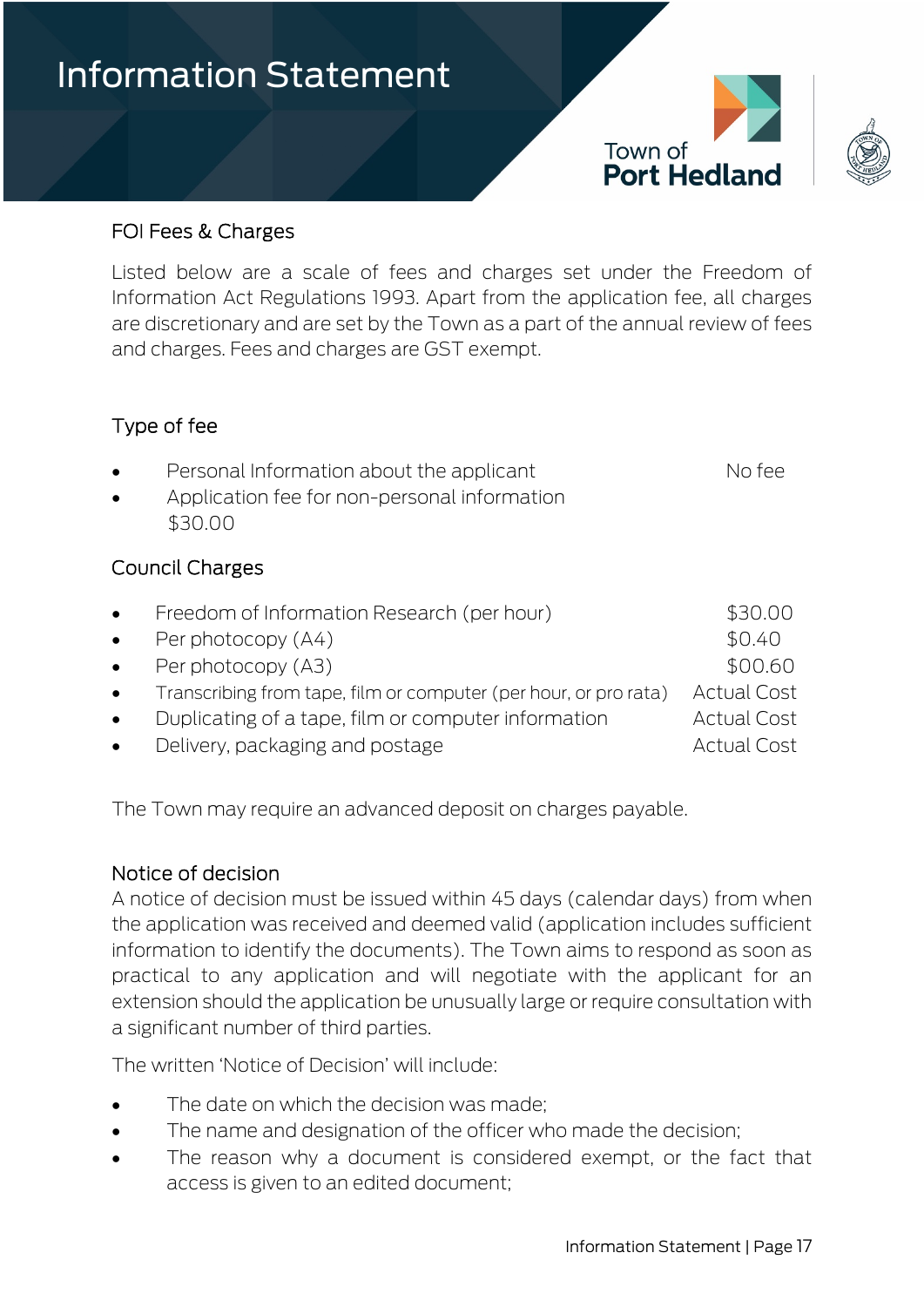## FOI Fees & Charges

Listed below are a scale of fees and charges set under the Freedom of Information Act Regulations 1993. Apart from the application fee, all charges are discretionary and are set by the Town as a part of the annual review of fees and charges. Fees and charges are GST exempt.

### Type of fee

| Type of fee | |
|---|---|
| Personal Information about the applicant | No fee |
| Application fee for non-personal information | $30.00 |

### Council Charges

| Charge | |
|---|---|
| Freedom of Information Research (per hour) | $30.00 |
| Per photocopy (A4) | $0.40 |
| Per photocopy (A3) | $00.60 |
| Transcribing from tape, film or computer (per hour, or pro rata) | Actual Cost |
| Duplicating of a tape, film or computer information | Actual Cost |
| Delivery, packaging and postage | Actual Cost |

The Town may require an advanced deposit on charges payable.

### Notice of decision

A notice of decision must be issued within 45 days (calendar days) from when the application was received and deemed valid (application includes sufficient information to identify the documents). The Town aims to respond as soon as practical to any application and will negotiate with the applicant for an extension should the application be unusually large or require consultation with a significant number of third parties.

The written 'Notice of Decision' will include:

- The date on which the decision was made;
- The name and designation of the officer who made the decision;
- The reason why a document is considered exempt, or the fact that access is given to an edited document;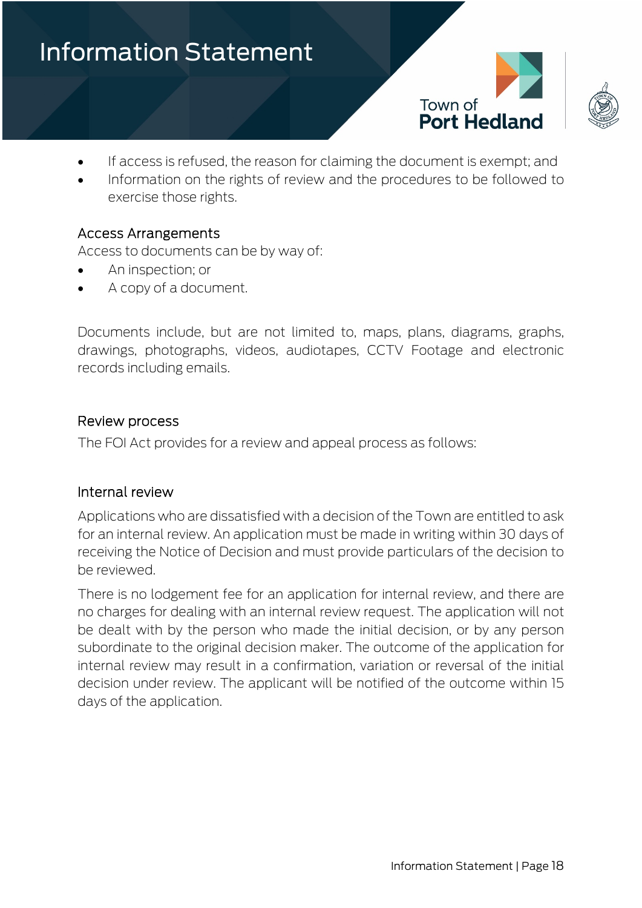- If access is refused, the reason for claiming the document is exempt; and
- Information on the rights of review and the procedures to be followed to exercise those rights.

### Access Arrangements

Access to documents can be by way of:

- An inspection; or
- A copy of a document.

Documents include, but are not limited to, maps, plans, diagrams, graphs, drawings, photographs, videos, audiotapes, CCTV Footage and electronic records including emails.

### Review process

The FOI Act provides for a review and appeal process as follows:

### Internal review

Applications who are dissatisfied with a decision of the Town are entitled to ask for an internal review. An application must be made in writing within 30 days of receiving the Notice of Decision and must provide particulars of the decision to be reviewed.

There is no lodgement fee for an application for internal review, and there are no charges for dealing with an internal review request. The application will not be dealt with by the person who made the initial decision, or by any person subordinate to the original decision maker. The outcome of the application for internal review may result in a confirmation, variation or reversal of the initial decision under review. The applicant will be notified of the outcome within 15 days of the application.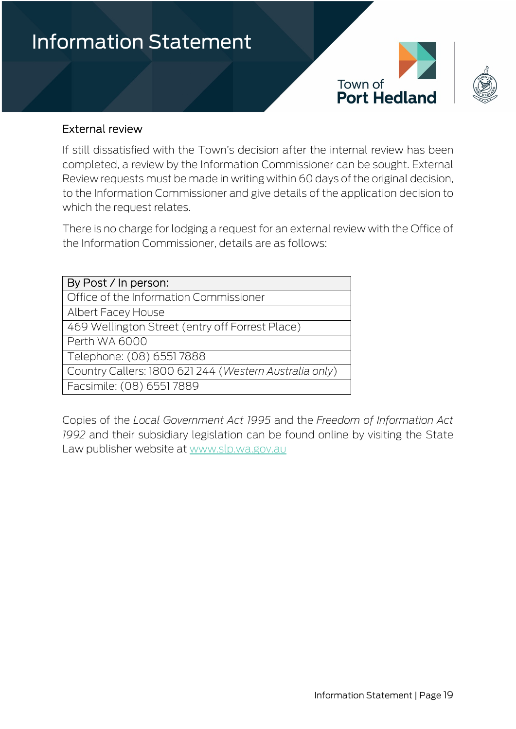## External review

If still dissatisfied with the Town's decision after the internal review has been completed, a review by the Information Commissioner can be sought. External Review requests must be made in writing within 60 days of the original decision, to the Information Commissioner and give details of the application decision to which the request relates.

There is no charge for lodging a request for an external review with the Office of the Information Commissioner, details are as follows:

| By Post / In person: |
| --- |
| Office of the Information Commissioner |
| Albert Facey House |
| 469 Wellington Street (entry off Forrest Place) |
| Perth WA 6000 |
| Telephone: (08) 6551 7888 |
| Country Callers: 1800 621 244 (*Western Australia only*) |
| Facsimile: (08) 6551 7889 |

Copies of the *Local Government Act 1995* and the *Freedom of Information Act 1992* and their subsidiary legislation can be found online by visiting the State Law publisher website at www.slp.wa.gov.au